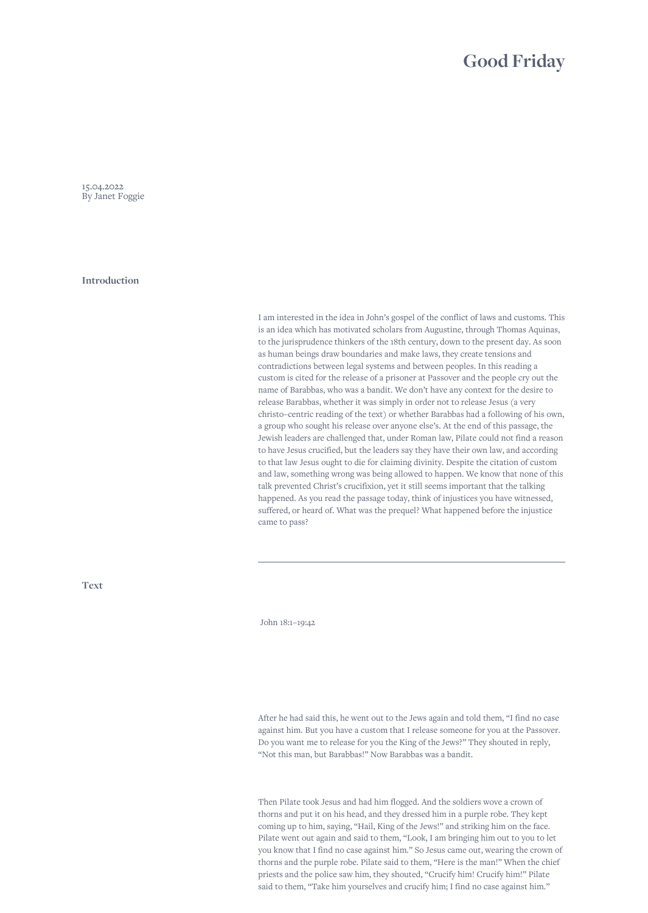# Good Friday

15.04.2022
By Janet Foggie

## Introduction

I am interested in the idea in John's gospel of the conflict of laws and customs. This is an idea which has motivated scholars from Augustine, through Thomas Aquinas, to the jurisprudence thinkers of the 18th century, down to the present day. As soon as human beings draw boundaries and make laws, they create tensions and contradictions between legal systems and between peoples. In this reading a custom is cited for the release of a prisoner at Passover and the people cry out the name of Barabbas, who was a bandit. We don't have any context for the desire to release Barabbas, whether it was simply in order not to release Jesus (a very christo–centric reading of the text) or whether Barabbas had a following of his own, a group who sought his release over anyone else's. At the end of this passage, the Jewish leaders are challenged that, under Roman law, Pilate could not find a reason to have Jesus crucified, but the leaders say they have their own law, and according to that law Jesus ought to die for claiming divinity. Despite the citation of custom and law, something wrong was being allowed to happen. We know that none of this talk prevented Christ's crucifixion, yet it still seems important that the talking happened. As you read the passage today, think of injustices you have witnessed, suffered, or heard of. What was the prequel? What happened before the injustice came to pass?

---

## Text

John 18:1–19:42

After he had said this, he went out to the Jews again and told them, "I find no case against him. But you have a custom that I release someone for you at the Passover. Do you want me to release for you the King of the Jews?" They shouted in reply, "Not this man, but Barabbas!" Now Barabbas was a bandit.

Then Pilate took Jesus and had him flogged. And the soldiers wove a crown of thorns and put it on his head, and they dressed him in a purple robe. They kept coming up to him, saying, "Hail, King of the Jews!" and striking him on the face. Pilate went out again and said to them, "Look, I am bringing him out to you to let you know that I find no case against him." So Jesus came out, wearing the crown of thorns and the purple robe. Pilate said to them, "Here is the man!" When the chief priests and the police saw him, they shouted, "Crucify him! Crucify him!" Pilate said to them, "Take him yourselves and crucify him; I find no case against him."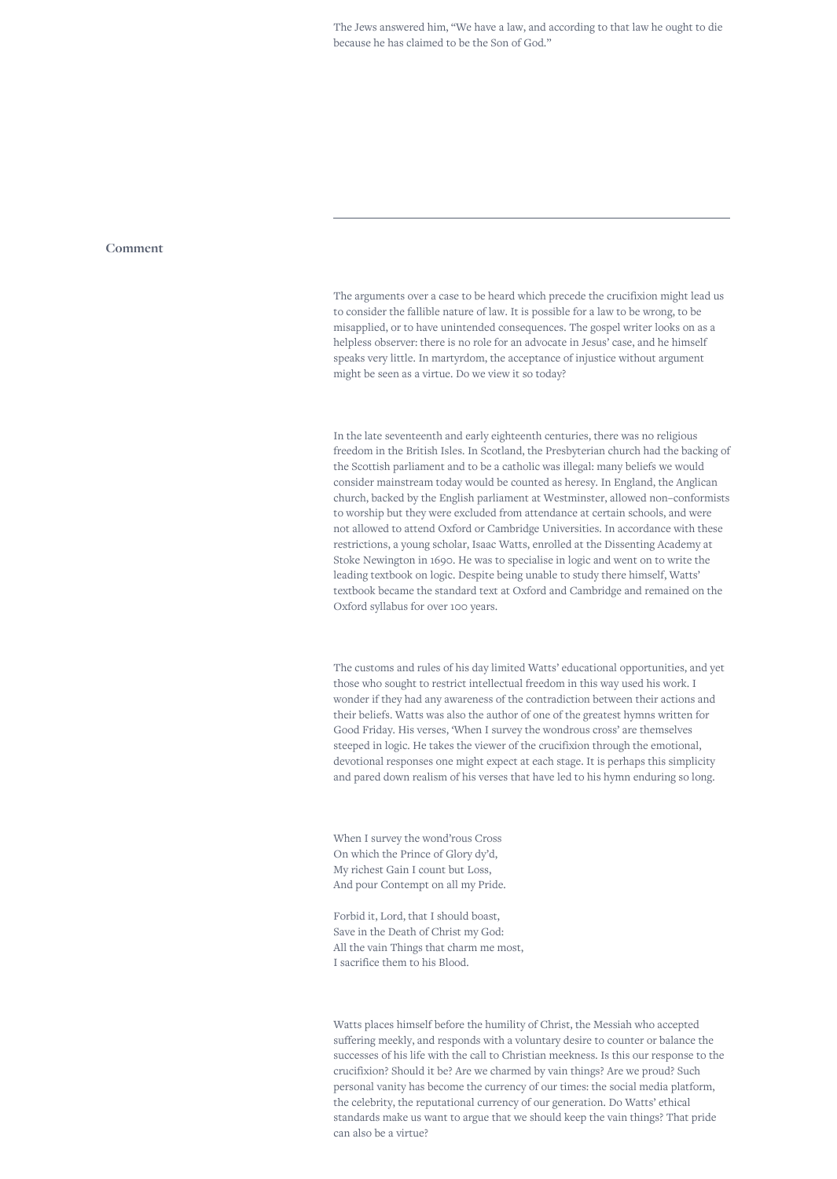The Jews answered him, “We have a law, and according to that law he ought to die because he has claimed to be the Son of God.”

---

## Comment

The arguments over a case to be heard which precede the crucifixion might lead us to consider the fallible nature of law. It is possible for a law to be wrong, to be misapplied, or to have unintended consequences. The gospel writer looks on as a helpless observer: there is no role for an advocate in Jesus’ case, and he himself speaks very little. In martyrdom, the acceptance of injustice without argument might be seen as a virtue. Do we view it so today?

In the late seventeenth and early eighteenth centuries, there was no religious freedom in the British Isles. In Scotland, the Presbyterian church had the backing of the Scottish parliament and to be a catholic was illegal: many beliefs we would consider mainstream today would be counted as heresy. In England, the Anglican church, backed by the English parliament at Westminster, allowed non-conformists to worship but they were excluded from attendance at certain schools, and were not allowed to attend Oxford or Cambridge Universities. In accordance with these restrictions, a young scholar, Isaac Watts, enrolled at the Dissenting Academy at Stoke Newington in 1690. He was to specialise in logic and went on to write the leading textbook on logic. Despite being unable to study there himself, Watts’ textbook became the standard text at Oxford and Cambridge and remained on the Oxford syllabus for over 100 years.

The customs and rules of his day limited Watts’ educational opportunities, and yet those who sought to restrict intellectual freedom in this way used his work. I wonder if they had any awareness of the contradiction between their actions and their beliefs. Watts was also the author of one of the greatest hymns written for Good Friday. His verses, ‘When I survey the wondrous cross’ are themselves steeped in logic. He takes the viewer of the crucifixion through the emotional, devotional responses one might expect at each stage. It is perhaps this simplicity and pared down realism of his verses that have led to his hymn enduring so long.

When I survey the wond’rous Cross  
On which the Prince of Glory dy’d,  
My richest Gain I count but Loss,  
And pour Contempt on all my Pride.

Forbid it, Lord, that I should boast,  
Save in the Death of Christ my God:  
All the vain Things that charm me most,  
I sacrifice them to his Blood.

Watts places himself before the humility of Christ, the Messiah who accepted suffering meekly, and responds with a voluntary desire to counter or balance the successes of his life with the call to Christian meekness. Is this our response to the crucifixion? Should it be? Are we charmed by vain things? Are we proud? Such personal vanity has become the currency of our times: the social media platform, the celebrity, the reputational currency of our generation. Do Watts’ ethical standards make us want to argue that we should keep the vain things? That pride can also be a virtue?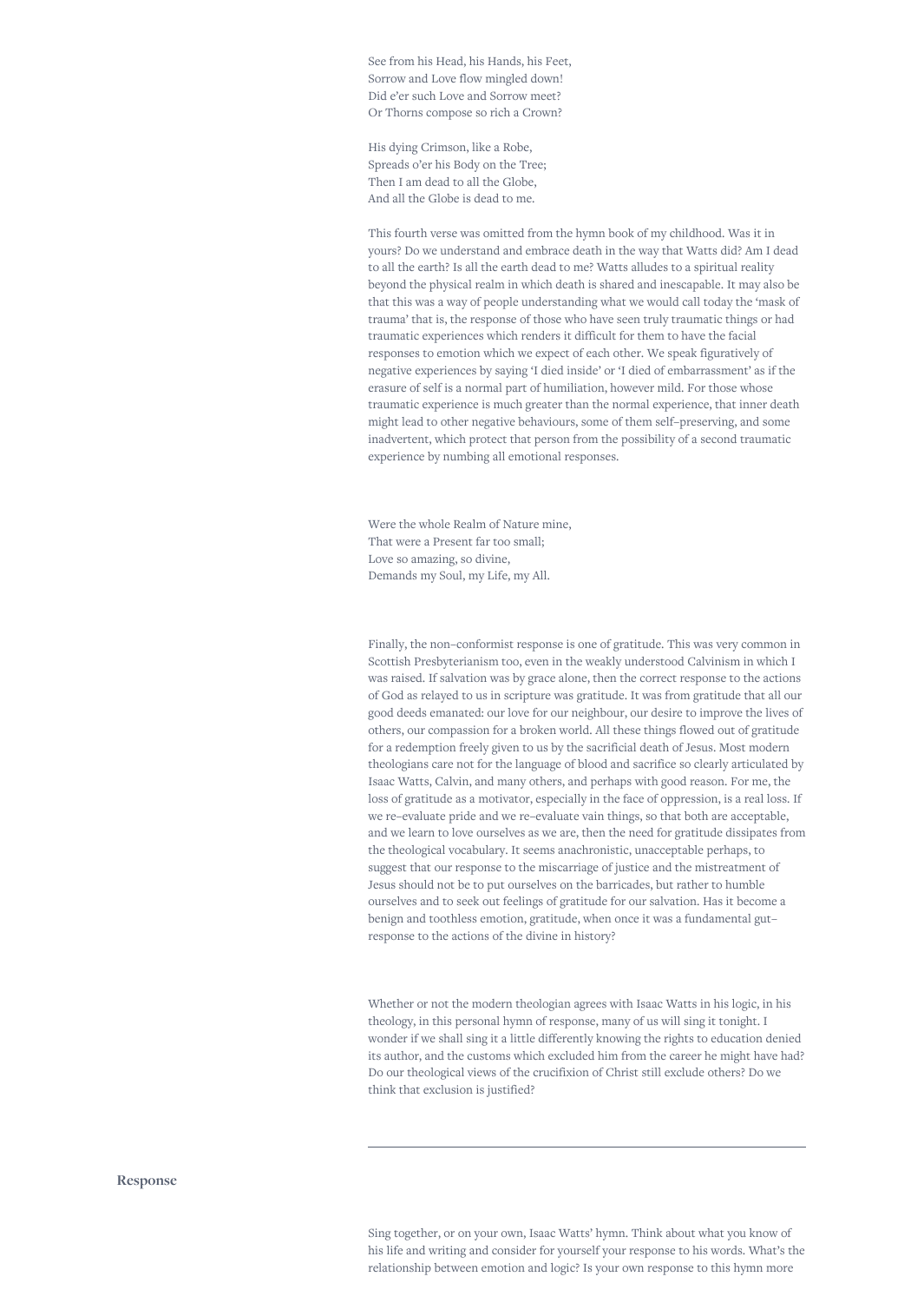See from his Head, his Hands, his Feet,
Sorrow and Love flow mingled down!
Did e'er such Love and Sorrow meet?
Or Thorns compose so rich a Crown?

His dying Crimson, like a Robe,
Spreads o'er his Body on the Tree;
Then I am dead to all the Globe,
And all the Globe is dead to me.

This fourth verse was omitted from the hymn book of my childhood. Was it in yours? Do we understand and embrace death in the way that Watts did? Am I dead to all the earth? Is all the earth dead to me? Watts alludes to a spiritual reality beyond the physical realm in which death is shared and inescapable. It may also be that this was a way of people understanding what we would call today the 'mask of trauma' that is, the response of those who have seen truly traumatic things or had traumatic experiences which renders it difficult for them to have the facial responses to emotion which we expect of each other. We speak figuratively of negative experiences by saying 'I died inside' or 'I died of embarrassment' as if the erasure of self is a normal part of humiliation, however mild. For those whose traumatic experience is much greater than the normal experience, that inner death might lead to other negative behaviours, some of them self–preserving, and some inadvertent, which protect that person from the possibility of a second traumatic experience by numbing all emotional responses.

Were the whole Realm of Nature mine,
That were a Present far too small;
Love so amazing, so divine,
Demands my Soul, my Life, my All.

Finally, the non–conformist response is one of gratitude. This was very common in Scottish Presbyterianism too, even in the weakly understood Calvinism in which I was raised. If salvation was by grace alone, then the correct response to the actions of God as relayed to us in scripture was gratitude. It was from gratitude that all our good deeds emanated: our love for our neighbour, our desire to improve the lives of others, our compassion for a broken world. All these things flowed out of gratitude for a redemption freely given to us by the sacrificial death of Jesus. Most modern theologians care not for the language of blood and sacrifice so clearly articulated by Isaac Watts, Calvin, and many others, and perhaps with good reason. For me, the loss of gratitude as a motivator, especially in the face of oppression, is a real loss. If we re–evaluate pride and we re–evaluate vain things, so that both are acceptable, and we learn to love ourselves as we are, then the need for gratitude dissipates from the theological vocabulary. It seems anachronistic, unacceptable perhaps, to suggest that our response to the miscarriage of justice and the mistreatment of Jesus should not be to put ourselves on the barricades, but rather to humble ourselves and to seek out feelings of gratitude for our salvation. Has it become a benign and toothless emotion, gratitude, when once it was a fundamental gut–response to the actions of the divine in history?

Whether or not the modern theologian agrees with Isaac Watts in his logic, in his theology, in this personal hymn of response, many of us will sing it tonight. I wonder if we shall sing it a little differently knowing the rights to education denied its author, and the customs which excluded him from the career he might have had? Do our theological views of the crucifixion of Christ still exclude others? Do we think that exclusion is justified?

---

## Response

Sing together, or on your own, Isaac Watts' hymn. Think about what you know of his life and writing and consider for yourself your response to his words. What's the relationship between emotion and logic? Is your own response to this hymn more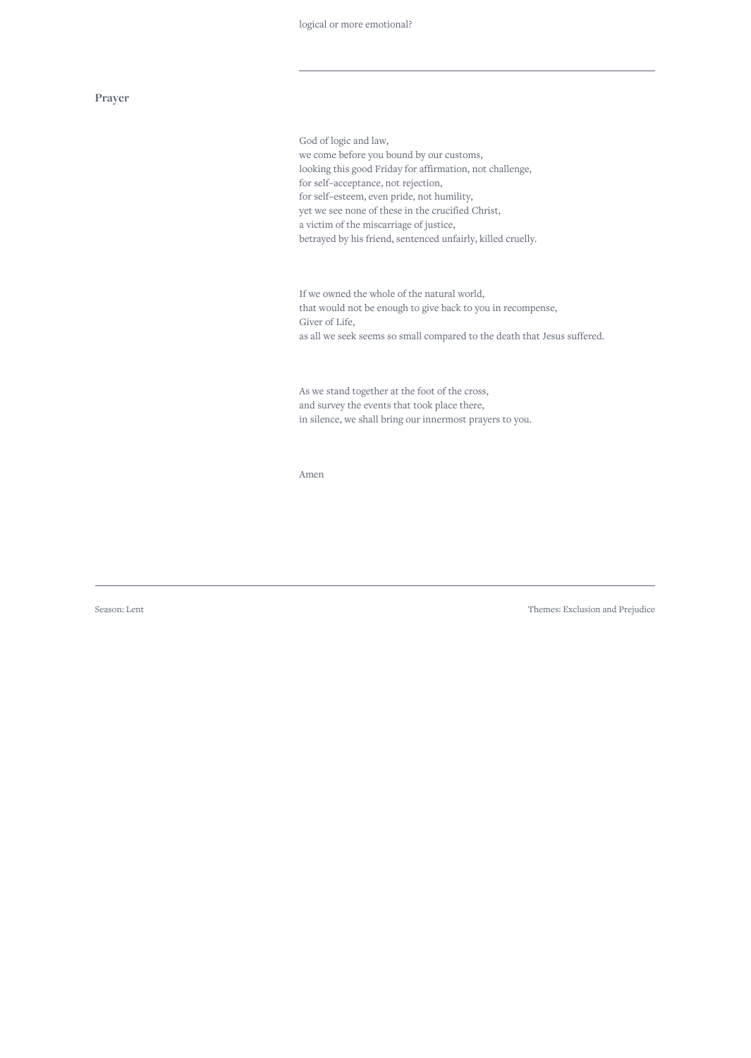logical or more emotional?

---

## Prayer

God of logic and law,
we come before you bound by our customs,
looking this good Friday for affirmation, not challenge,
for self–acceptance, not rejection,
for self–esteem, even pride, not humility,
yet we see none of these in the crucified Christ,
a victim of the miscarriage of justice,
betrayed by his friend, sentenced unfairly, killed cruelly.

If we owned the whole of the natural world,
that would not be enough to give back to you in recompense,
Giver of Life,
as all we seek seems so small compared to the death that Jesus suffered.

As we stand together at the foot of the cross,
and survey the events that took place there,
in silence, we shall bring our innermost prayers to you.

Amen

---

Season: Lent

Themes: Exclusion and Prejudice